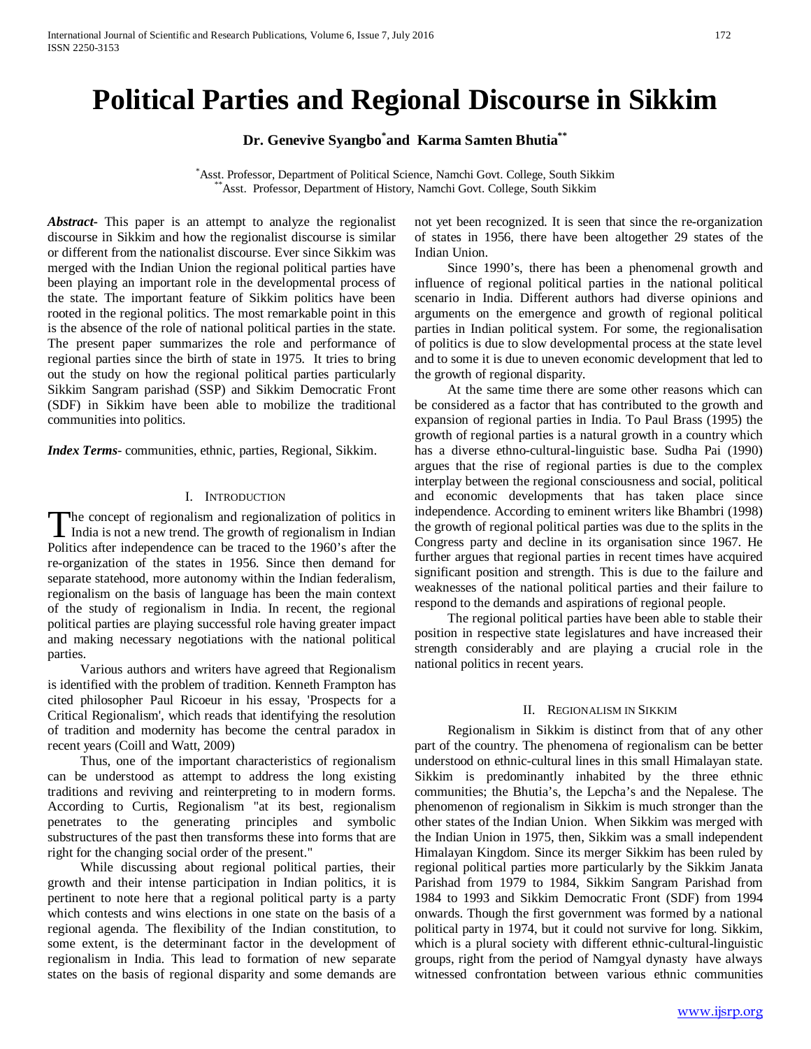# Political Parties and Regional Discourse in Sikkim

**Dr. Genevive Syangbo[*] and Karma Samten Bhutia[**]**

[*]Asst. Professor, Department of Political Science, Namchi Govt. College, South Sikkim
[**]Asst. Professor, Department of History, Namchi Govt. College, South Sikkim

***Abstract***- This paper is an attempt to analyze the regionalist discourse in Sikkim and how the regionalist discourse is similar or different from the nationalist discourse. Ever since Sikkim was merged with the Indian Union the regional political parties have been playing an important role in the developmental process of the state. The important feature of Sikkim politics have been rooted in the regional politics. The most remarkable point in this is the absence of the role of national political parties in the state. The present paper summarizes the role and performance of regional parties since the birth of state in 1975. It tries to bring out the study on how the regional political parties particularly Sikkim Sangram parishad (SSP) and Sikkim Democratic Front (SDF) in Sikkim have been able to mobilize the traditional communities into politics.

***Index Terms***- communities, ethnic, parties, Regional, Sikkim.

## I. Introduction

The concept of regionalism and regionalization of politics in India is not a new trend. The growth of regionalism in Indian Politics after independence can be traced to the 1960's after the re-organization of the states in 1956. Since then demand for separate statehood, more autonomy within the Indian federalism, regionalism on the basis of language has been the main context of the study of regionalism in India. In recent, the regional political parties are playing successful role having greater impact and making necessary negotiations with the national political parties.

Various authors and writers have agreed that Regionalism is identified with the problem of tradition. Kenneth Frampton has cited philosopher Paul Ricoeur in his essay, 'Prospects for a Critical Regionalism', which reads that identifying the resolution of tradition and modernity has become the central paradox in recent years (Coill and Watt, 2009)

Thus, one of the important characteristics of regionalism can be understood as attempt to address the long existing traditions and reviving and reinterpreting to in modern forms. According to Curtis, Regionalism "at its best, regionalism penetrates to the generating principles and symbolic substructures of the past then transforms these into forms that are right for the changing social order of the present."

While discussing about regional political parties, their growth and their intense participation in Indian politics, it is pertinent to note here that a regional political party is a party which contests and wins elections in one state on the basis of a regional agenda. The flexibility of the Indian constitution, to some extent, is the determinant factor in the development of regionalism in India. This lead to formation of new separate states on the basis of regional disparity and some demands are not yet been recognized. It is seen that since the re-organization of states in 1956, there have been altogether 29 states of the Indian Union.

Since 1990's, there has been a phenomenal growth and influence of regional political parties in the national political scenario in India. Different authors had diverse opinions and arguments on the emergence and growth of regional political parties in Indian political system. For some, the regionalisation of politics is due to slow developmental process at the state level and to some it is due to uneven economic development that led to the growth of regional disparity.

At the same time there are some other reasons which can be considered as a factor that has contributed to the growth and expansion of regional parties in India. To Paul Brass (1995) the growth of regional parties is a natural growth in a country which has a diverse ethno-cultural-linguistic base. Sudha Pai (1990) argues that the rise of regional parties is due to the complex interplay between the regional consciousness and social, political and economic developments that has taken place since independence. According to eminent writers like Bhambri (1998) the growth of regional political parties was due to the splits in the Congress party and decline in its organisation since 1967. He further argues that regional parties in recent times have acquired significant position and strength. This is due to the failure and weaknesses of the national political parties and their failure to respond to the demands and aspirations of regional people.

The regional political parties have been able to stable their position in respective state legislatures and have increased their strength considerably and are playing a crucial role in the national politics in recent years.

## II. Regionalism in Sikkim

Regionalism in Sikkim is distinct from that of any other part of the country. The phenomena of regionalism can be better understood on ethnic-cultural lines in this small Himalayan state. Sikkim is predominantly inhabited by the three ethnic communities; the Bhutia's, the Lepcha's and the Nepalese. The phenomenon of regionalism in Sikkim is much stronger than the other states of the Indian Union. When Sikkim was merged with the Indian Union in 1975, then, Sikkim was a small independent Himalayan Kingdom. Since its merger Sikkim has been ruled by regional political parties more particularly by the Sikkim Janata Parishad from 1979 to 1984, Sikkim Sangram Parishad from 1984 to 1993 and Sikkim Democratic Front (SDF) from 1994 onwards. Though the first government was formed by a national political party in 1974, but it could not survive for long. Sikkim, which is a plural society with different ethnic-cultural-linguistic groups, right from the period of Namgyal dynasty have always witnessed confrontation between various ethnic communities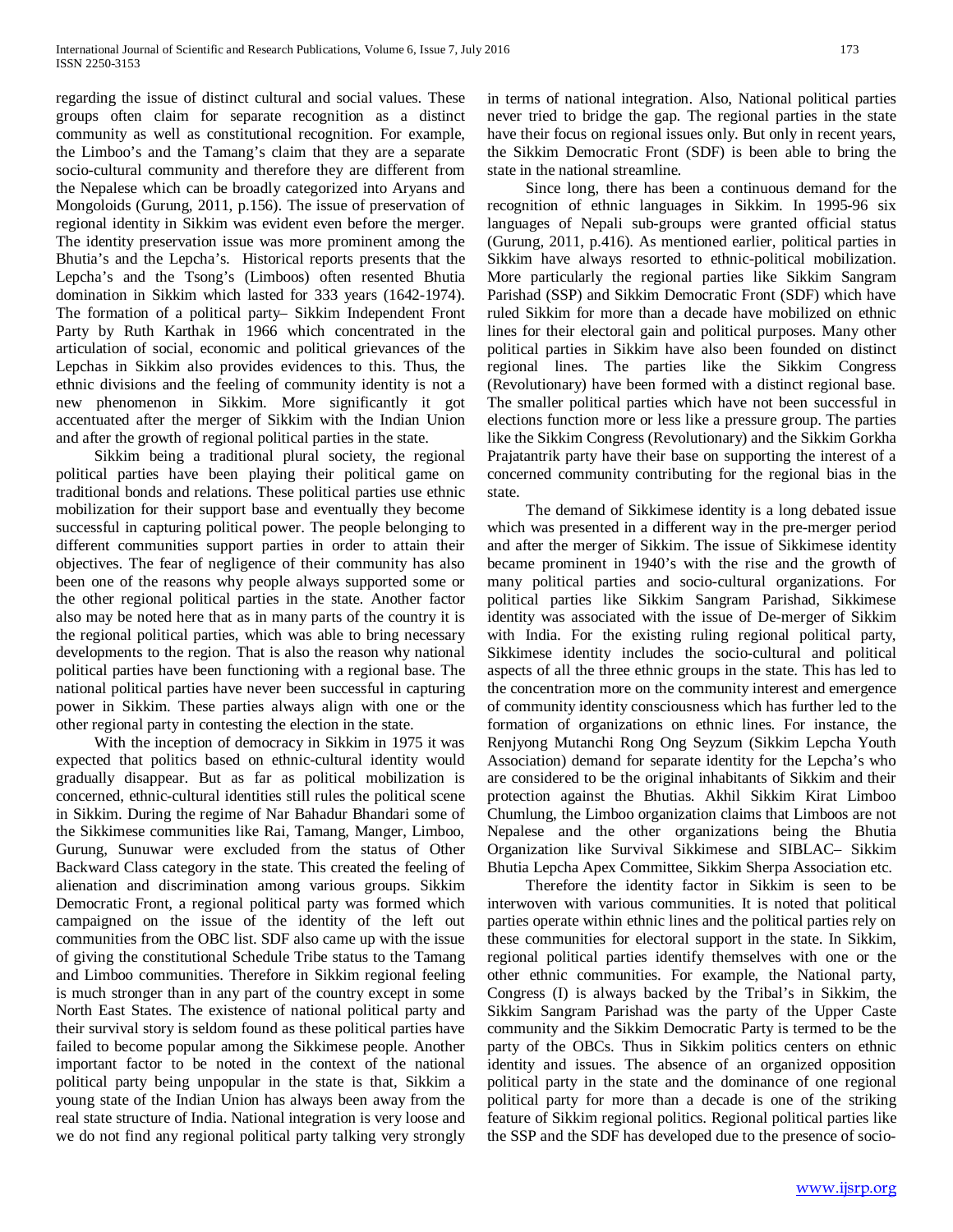regarding the issue of distinct cultural and social values. These groups often claim for separate recognition as a distinct community as well as constitutional recognition. For example, the Limboo's and the Tamang's claim that they are a separate socio-cultural community and therefore they are different from the Nepalese which can be broadly categorized into Aryans and Mongoloids (Gurung, 2011, p.156). The issue of preservation of regional identity in Sikkim was evident even before the merger. The identity preservation issue was more prominent among the Bhutia's and the Lepcha's. Historical reports presents that the Lepcha's and the Tsong's (Limboos) often resented Bhutia domination in Sikkim which lasted for 333 years (1642-1974). The formation of a political party– Sikkim Independent Front Party by Ruth Karthak in 1966 which concentrated in the articulation of social, economic and political grievances of the Lepchas in Sikkim also provides evidences to this. Thus, the ethnic divisions and the feeling of community identity is not a new phenomenon in Sikkim. More significantly it got accentuated after the merger of Sikkim with the Indian Union and after the growth of regional political parties in the state.

Sikkim being a traditional plural society, the regional political parties have been playing their political game on traditional bonds and relations. These political parties use ethnic mobilization for their support base and eventually they become successful in capturing political power. The people belonging to different communities support parties in order to attain their objectives. The fear of negligence of their community has also been one of the reasons why people always supported some or the other regional political parties in the state. Another factor also may be noted here that as in many parts of the country it is the regional political parties, which was able to bring necessary developments to the region. That is also the reason why national political parties have been functioning with a regional base. The national political parties have never been successful in capturing power in Sikkim. These parties always align with one or the other regional party in contesting the election in the state.

With the inception of democracy in Sikkim in 1975 it was expected that politics based on ethnic-cultural identity would gradually disappear. But as far as political mobilization is concerned, ethnic-cultural identities still rules the political scene in Sikkim. During the regime of Nar Bahadur Bhandari some of the Sikkimese communities like Rai, Tamang, Manger, Limboo, Gurung, Sunuwar were excluded from the status of Other Backward Class category in the state. This created the feeling of alienation and discrimination among various groups. Sikkim Democratic Front, a regional political party was formed which campaigned on the issue of the identity of the left out communities from the OBC list. SDF also came up with the issue of giving the constitutional Schedule Tribe status to the Tamang and Limboo communities. Therefore in Sikkim regional feeling is much stronger than in any part of the country except in some North East States. The existence of national political party and their survival story is seldom found as these political parties have failed to become popular among the Sikkimese people. Another important factor to be noted in the context of the national political party being unpopular in the state is that, Sikkim a young state of the Indian Union has always been away from the real state structure of India. National integration is very loose and we do not find any regional political party talking very strongly in terms of national integration. Also, National political parties never tried to bridge the gap. The regional parties in the state have their focus on regional issues only. But only in recent years, the Sikkim Democratic Front (SDF) is been able to bring the state in the national streamline.

Since long, there has been a continuous demand for the recognition of ethnic languages in Sikkim. In 1995-96 six languages of Nepali sub-groups were granted official status (Gurung, 2011, p.416). As mentioned earlier, political parties in Sikkim have always resorted to ethnic-political mobilization. More particularly the regional parties like Sikkim Sangram Parishad (SSP) and Sikkim Democratic Front (SDF) which have ruled Sikkim for more than a decade have mobilized on ethnic lines for their electoral gain and political purposes. Many other political parties in Sikkim have also been founded on distinct regional lines. The parties like the Sikkim Congress (Revolutionary) have been formed with a distinct regional base. The smaller political parties which have not been successful in elections function more or less like a pressure group. The parties like the Sikkim Congress (Revolutionary) and the Sikkim Gorkha Prajatantrik party have their base on supporting the interest of a concerned community contributing for the regional bias in the state.

The demand of Sikkimese identity is a long debated issue which was presented in a different way in the pre-merger period and after the merger of Sikkim. The issue of Sikkimese identity became prominent in 1940's with the rise and the growth of many political parties and socio-cultural organizations. For political parties like Sikkim Sangram Parishad, Sikkimese identity was associated with the issue of De-merger of Sikkim with India. For the existing ruling regional political party, Sikkimese identity includes the socio-cultural and political aspects of all the three ethnic groups in the state. This has led to the concentration more on the community interest and emergence of community identity consciousness which has further led to the formation of organizations on ethnic lines. For instance, the Renjyong Mutanchi Rong Ong Seyzum (Sikkim Lepcha Youth Association) demand for separate identity for the Lepcha's who are considered to be the original inhabitants of Sikkim and their protection against the Bhutias. Akhil Sikkim Kirat Limboo Chumlung, the Limboo organization claims that Limboos are not Nepalese and the other organizations being the Bhutia Organization like Survival Sikkimese and SIBLAC– Sikkim Bhutia Lepcha Apex Committee, Sikkim Sherpa Association etc.

Therefore the identity factor in Sikkim is seen to be interwoven with various communities. It is noted that political parties operate within ethnic lines and the political parties rely on these communities for electoral support in the state. In Sikkim, regional political parties identify themselves with one or the other ethnic communities. For example, the National party, Congress (I) is always backed by the Tribal's in Sikkim, the Sikkim Sangram Parishad was the party of the Upper Caste community and the Sikkim Democratic Party is termed to be the party of the OBCs. Thus in Sikkim politics centers on ethnic identity and issues. The absence of an organized opposition political party in the state and the dominance of one regional political party for more than a decade is one of the striking feature of Sikkim regional politics. Regional political parties like the SSP and the SDF has developed due to the presence of socio-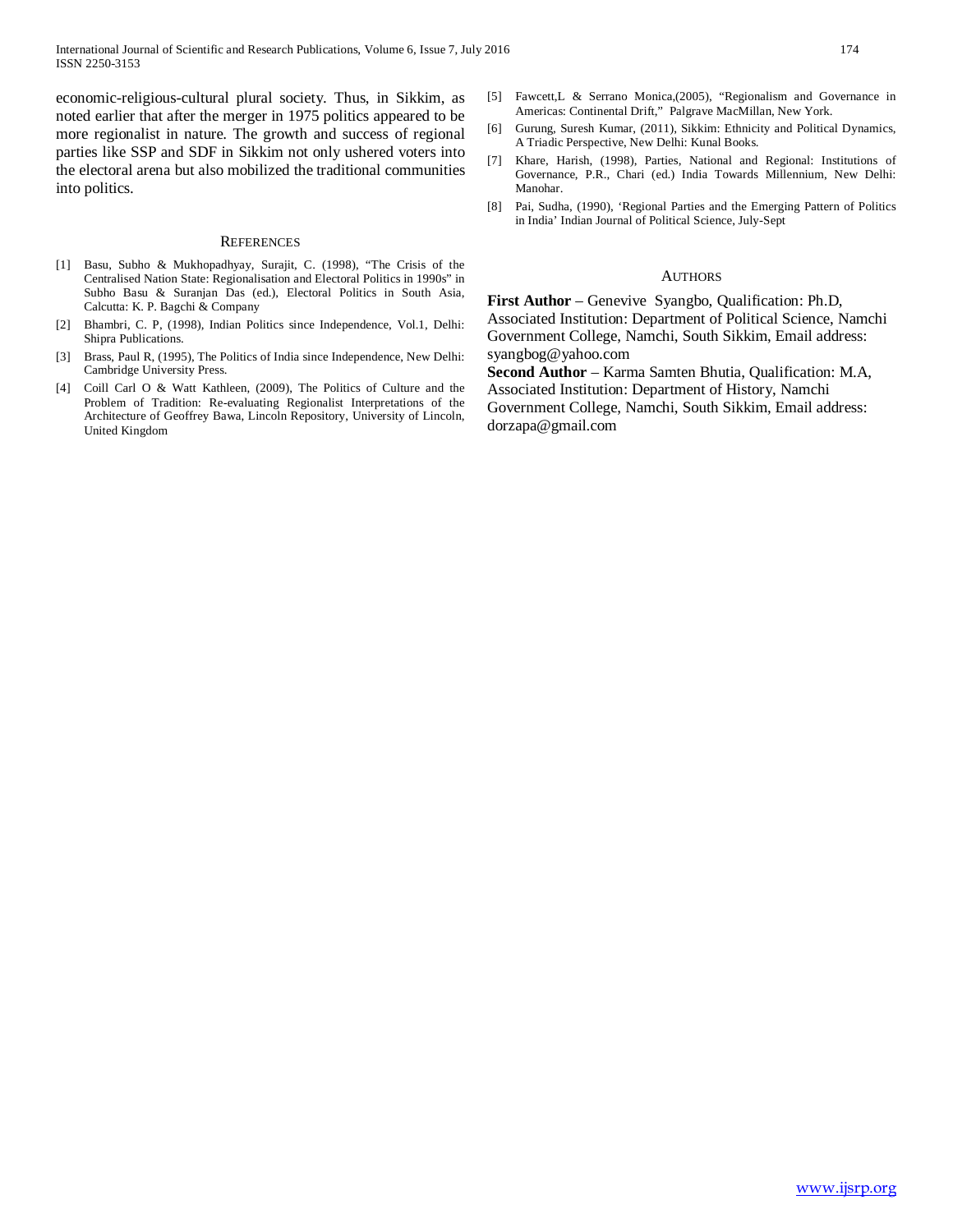economic-religious-cultural plural society. Thus, in Sikkim, as noted earlier that after the merger in 1975 politics appeared to be more regionalist in nature. The growth and success of regional parties like SSP and SDF in Sikkim not only ushered voters into the electoral arena but also mobilized the traditional communities into politics.

## References

[1] Basu, Subho & Mukhopadhyay, Surajit, C. (1998), "The Crisis of the Centralised Nation State: Regionalisation and Electoral Politics in 1990s" in Subho Basu & Suranjan Das (ed.), Electoral Politics in South Asia, Calcutta: K. P. Bagchi & Company

[2] Bhambri, C. P, (1998), Indian Politics since Independence, Vol.1, Delhi: Shipra Publications.

[3] Brass, Paul R, (1995), The Politics of India since Independence, New Delhi: Cambridge University Press.

[4] Coill Carl O & Watt Kathleen, (2009), The Politics of Culture and the Problem of Tradition: Re-evaluating Regionalist Interpretations of the Architecture of Geoffrey Bawa, Lincoln Repository, University of Lincoln, United Kingdom

[5] Fawcett,L & Serrano Monica,(2005), "Regionalism and Governance in Americas: Continental Drift," Palgrave MacMillan, New York.

[6] Gurung, Suresh Kumar, (2011), Sikkim: Ethnicity and Political Dynamics, A Triadic Perspective, New Delhi: Kunal Books.

[7] Khare, Harish, (1998), Parties, National and Regional: Institutions of Governance, P.R., Chari (ed.) India Towards Millennium, New Delhi: Manohar.

[8] Pai, Sudha, (1990), 'Regional Parties and the Emerging Pattern of Politics in India' Indian Journal of Political Science, July-Sept

## Authors

**First Author** – Genevive Syangbo, Qualification: Ph.D, Associated Institution: Department of Political Science, Namchi Government College, Namchi, South Sikkim, Email address: syangbog@yahoo.com

**Second Author** – Karma Samten Bhutia, Qualification: M.A, Associated Institution: Department of History, Namchi Government College, Namchi, South Sikkim, Email address: dorzapa@gmail.com